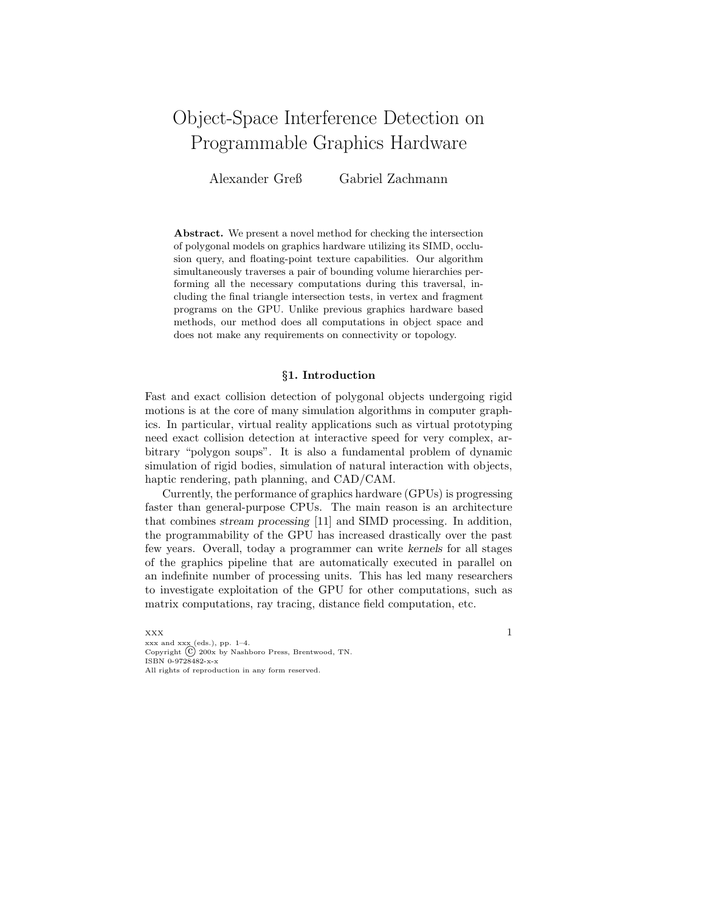# Object-Space Interference Detection on Programmable Graphics Hardware

Alexander Greß    Gabriel Zachmann

**Abstract.** We present a novel method for checking the intersection of polygonal models on graphics hardware utilizing its SIMD, occlusion query, and floating-point texture capabilities. Our algorithm simultaneously traverses a pair of bounding volume hierarchies performing all the necessary computations during this traversal, including the final triangle intersection tests, in vertex and fragment programs on the GPU. Unlike previous graphics hardware based methods, our method does all computations in object space and does not make any requirements on connectivity or topology.

## §1. Introduction

Fast and exact collision detection of polygonal objects undergoing rigid motions is at the core of many simulation algorithms in computer graphics. In particular, virtual reality applications such as virtual prototyping need exact collision detection at interactive speed for very complex, arbitrary "polygon soups". It is also a fundamental problem of dynamic simulation of rigid bodies, simulation of natural interaction with objects, haptic rendering, path planning, and CAD/CAM.

Currently, the performance of graphics hardware (GPUs) is progressing faster than general-purpose CPUs. The main reason is an architecture that combines *stream processing* [11] and SIMD processing. In addition, the programmability of the GPU has increased drastically over the past few years. Overall, today a programmer can write *kernels* for all stages of the graphics pipeline that are automatically executed in parallel on an indefinite number of processing units. This has led many researchers to investigate exploitation of the GPU for other computations, such as matrix computations, ray tracing, distance field computation, etc.

xxx
xxx and xxx (eds.), pp. 1–4.
Copyright © 200x by Nashboro Press, Brentwood, TN.
ISBN 0-9728482-x-x
All rights of reproduction in any form reserved.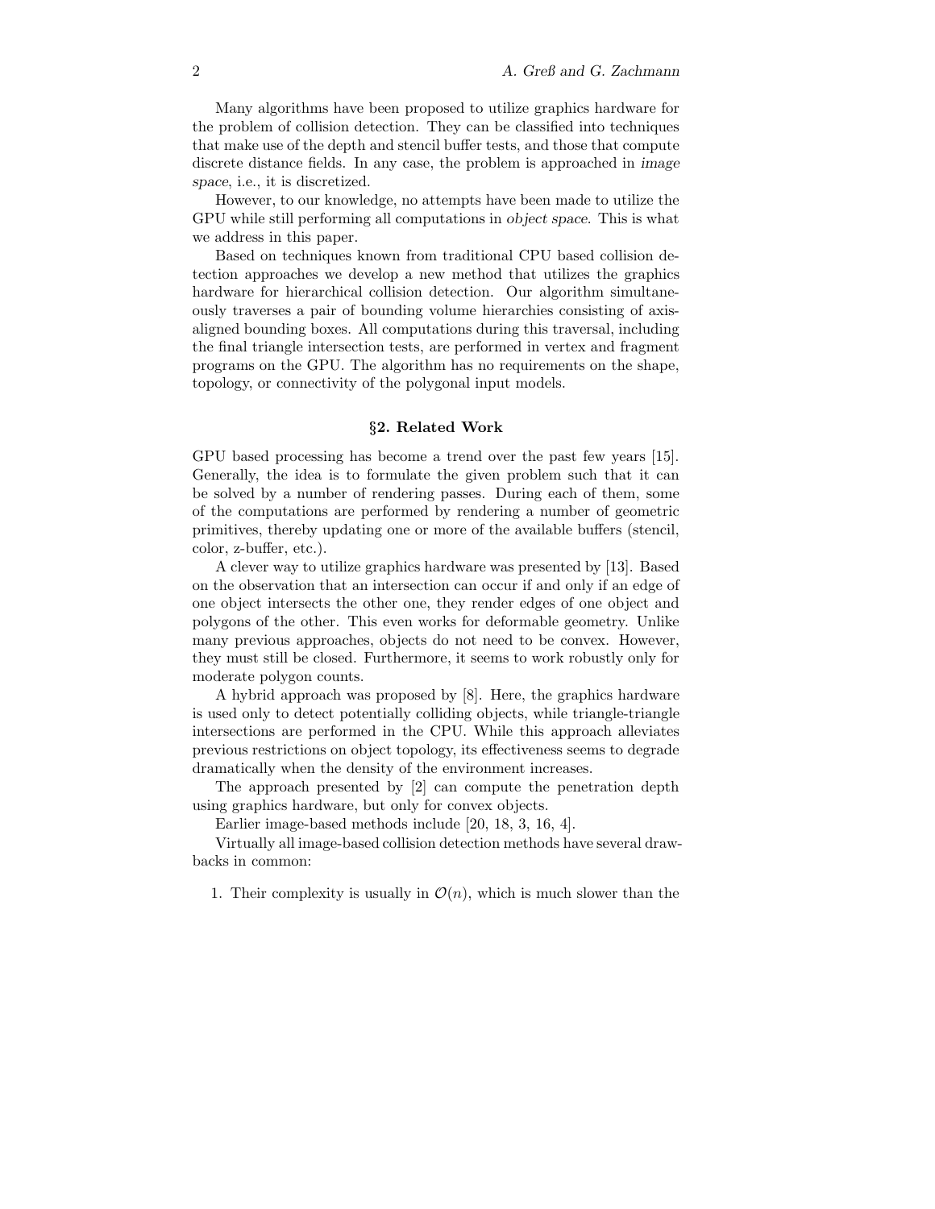Many algorithms have been proposed to utilize graphics hardware for the problem of collision detection. They can be classified into techniques that make use of the depth and stencil buffer tests, and those that compute discrete distance fields. In any case, the problem is approached in *image space*, i.e., it is discretized.

However, to our knowledge, no attempts have been made to utilize the GPU while still performing all computations in *object space*. This is what we address in this paper.

Based on techniques known from traditional CPU based collision detection approaches we develop a new method that utilizes the graphics hardware for hierarchical collision detection. Our algorithm simultaneously traverses a pair of bounding volume hierarchies consisting of axis-aligned bounding boxes. All computations during this traversal, including the final triangle intersection tests, are performed in vertex and fragment programs on the GPU. The algorithm has no requirements on the shape, topology, or connectivity of the polygonal input models.

## §2. Related Work

GPU based processing has become a trend over the past few years [15]. Generally, the idea is to formulate the given problem such that it can be solved by a number of rendering passes. During each of them, some of the computations are performed by rendering a number of geometric primitives, thereby updating one or more of the available buffers (stencil, color, z-buffer, etc.).

A clever way to utilize graphics hardware was presented by [13]. Based on the observation that an intersection can occur if and only if an edge of one object intersects the other one, they render edges of one object and polygons of the other. This even works for deformable geometry. Unlike many previous approaches, objects do not need to be convex. However, they must still be closed. Furthermore, it seems to work robustly only for moderate polygon counts.

A hybrid approach was proposed by [8]. Here, the graphics hardware is used only to detect potentially colliding objects, while triangle-triangle intersections are performed in the CPU. While this approach alleviates previous restrictions on object topology, its effectiveness seems to degrade dramatically when the density of the environment increases.

The approach presented by [2] can compute the penetration depth using graphics hardware, but only for convex objects.

Earlier image-based methods include [20, 18, 3, 16, 4].

Virtually all image-based collision detection methods have several drawbacks in common:

1. Their complexity is usually in $\mathcal{O}(n)$, which is much slower than the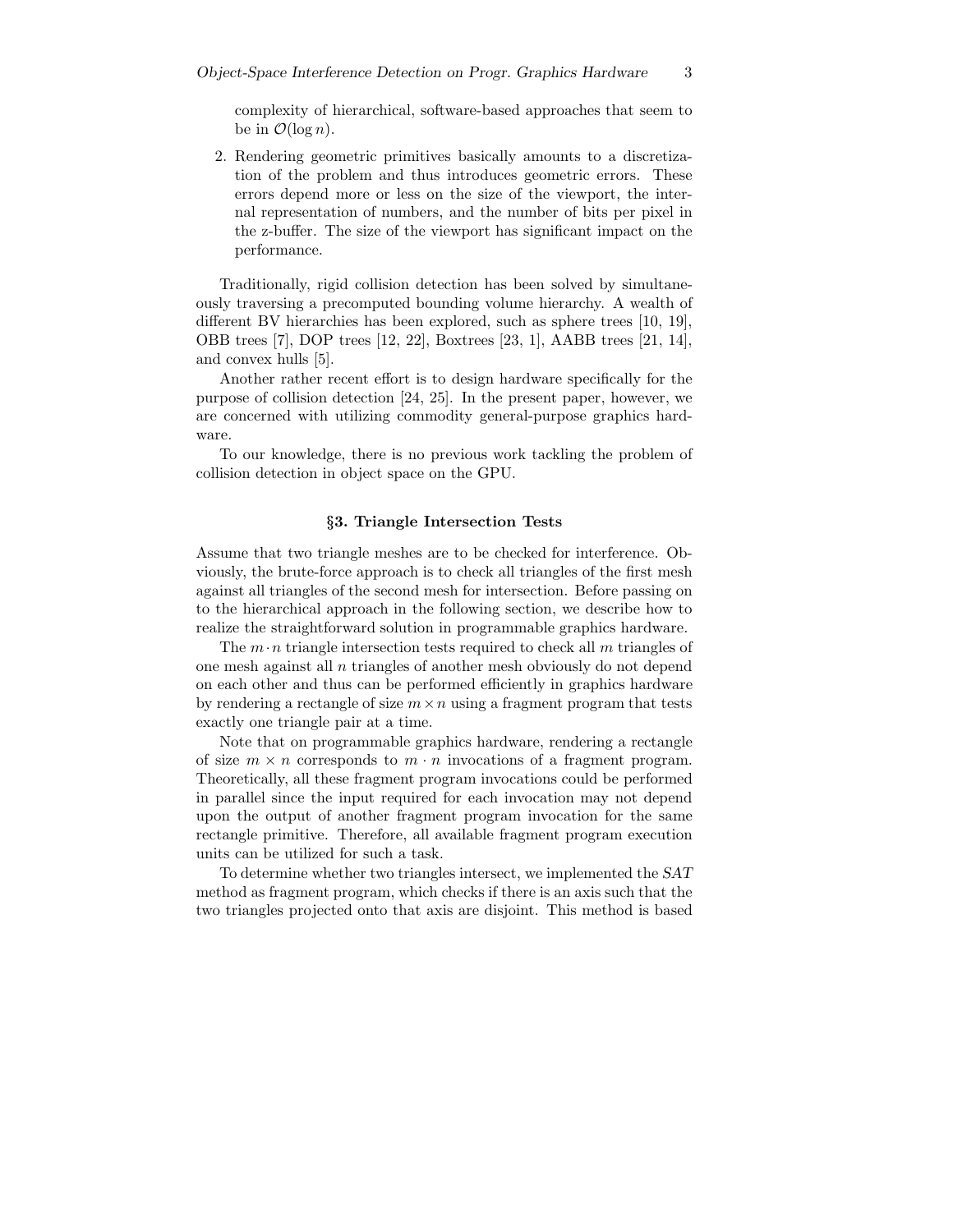complexity of hierarchical, software-based approaches that seem to be in $\mathcal{O}(\log n)$.

2. Rendering geometric primitives basically amounts to a discretization of the problem and thus introduces geometric errors. These errors depend more or less on the size of the viewport, the internal representation of numbers, and the number of bits per pixel in the z-buffer. The size of the viewport has significant impact on the performance.

Traditionally, rigid collision detection has been solved by simultaneously traversing a precomputed bounding volume hierarchy. A wealth of different BV hierarchies has been explored, such as sphere trees [10, 19], OBB trees [7], DOP trees [12, 22], Boxtrees [23, 1], AABB trees [21, 14], and convex hulls [5].

Another rather recent effort is to design hardware specifically for the purpose of collision detection [24, 25]. In the present paper, however, we are concerned with utilizing commodity general-purpose graphics hardware.

To our knowledge, there is no previous work tackling the problem of collision detection in object space on the GPU.

## §3. Triangle Intersection Tests

Assume that two triangle meshes are to be checked for interference. Obviously, the brute-force approach is to check all triangles of the first mesh against all triangles of the second mesh for intersection. Before passing on to the hierarchical approach in the following section, we describe how to realize the straightforward solution in programmable graphics hardware.

The $m \cdot n$ triangle intersection tests required to check all $m$ triangles of one mesh against all $n$ triangles of another mesh obviously do not depend on each other and thus can be performed efficiently in graphics hardware by rendering a rectangle of size $m \times n$ using a fragment program that tests exactly one triangle pair at a time.

Note that on programmable graphics hardware, rendering a rectangle of size $m \times n$ corresponds to $m \cdot n$ invocations of a fragment program. Theoretically, all these fragment program invocations could be performed in parallel since the input required for each invocation may not depend upon the output of another fragment program invocation for the same rectangle primitive. Therefore, all available fragment program execution units can be utilized for such a task.

To determine whether two triangles intersect, we implemented the *SAT* method as fragment program, which checks if there is an axis such that the two triangles projected onto that axis are disjoint. This method is based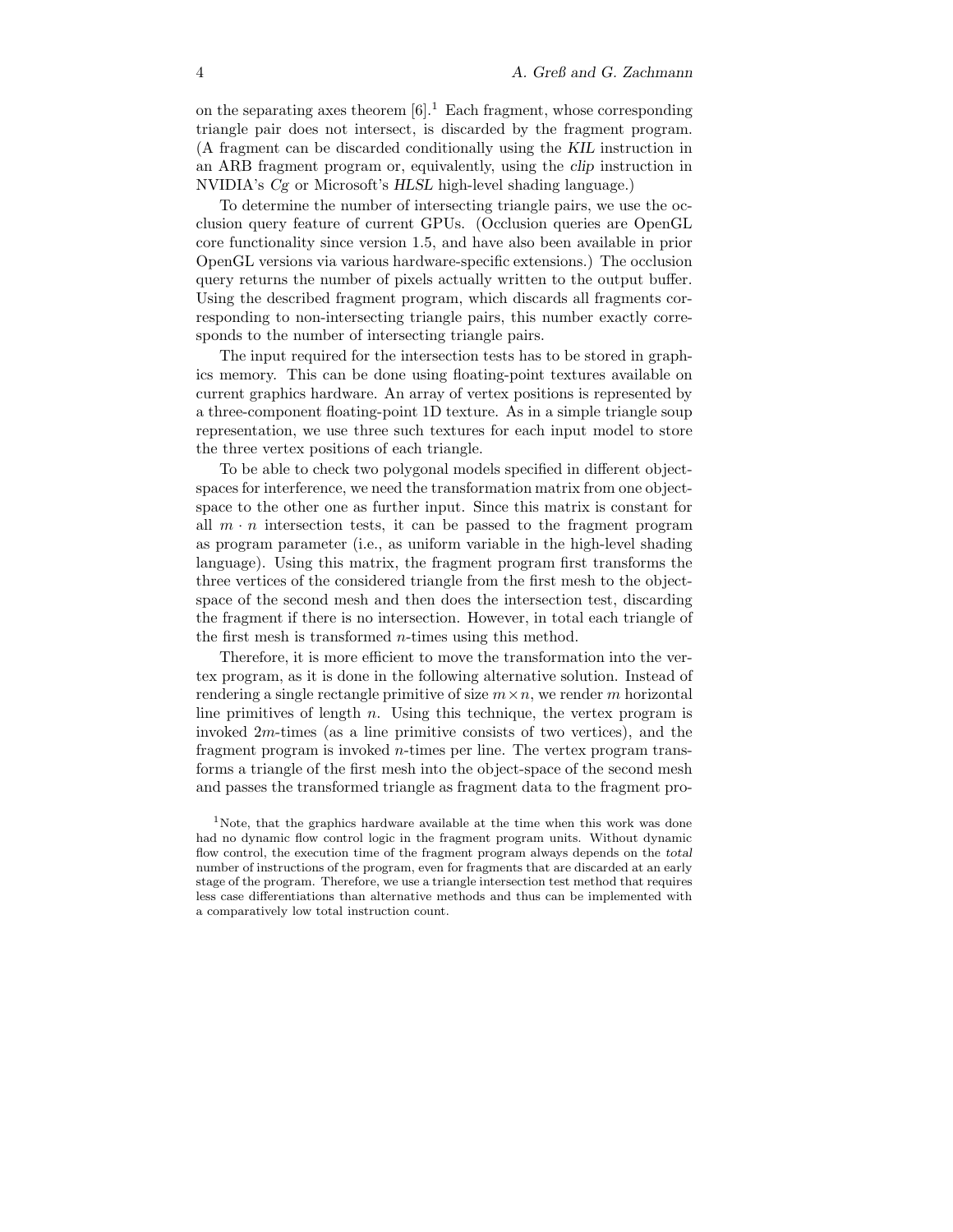on the separating axes theorem [6].[1] Each fragment, whose corresponding triangle pair does not intersect, is discarded by the fragment program. (A fragment can be discarded conditionally using the *KIL* instruction in an ARB fragment program or, equivalently, using the *clip* instruction in NVIDIA's *Cg* or Microsoft's *HLSL* high-level shading language.)

To determine the number of intersecting triangle pairs, we use the occlusion query feature of current GPUs. (Occlusion queries are OpenGL core functionality since version 1.5, and have also been available in prior OpenGL versions via various hardware-specific extensions.) The occlusion query returns the number of pixels actually written to the output buffer. Using the described fragment program, which discards all fragments corresponding to non-intersecting triangle pairs, this number exactly corresponds to the number of intersecting triangle pairs.

The input required for the intersection tests has to be stored in graphics memory. This can be done using floating-point textures available on current graphics hardware. An array of vertex positions is represented by a three-component floating-point 1D texture. As in a simple triangle soup representation, we use three such textures for each input model to store the three vertex positions of each triangle.

To be able to check two polygonal models specified in different object-spaces for interference, we need the transformation matrix from one object-space to the other one as further input. Since this matrix is constant for all $m \cdot n$ intersection tests, it can be passed to the fragment program as program parameter (i.e., as uniform variable in the high-level shading language). Using this matrix, the fragment program first transforms the three vertices of the considered triangle from the first mesh to the object-space of the second mesh and then does the intersection test, discarding the fragment if there is no intersection. However, in total each triangle of the first mesh is transformed $n$-times using this method.

Therefore, it is more efficient to move the transformation into the vertex program, as it is done in the following alternative solution. Instead of rendering a single rectangle primitive of size $m \times n$, we render $m$ horizontal line primitives of length $n$. Using this technique, the vertex program is invoked $2m$-times (as a line primitive consists of two vertices), and the fragment program is invoked $n$-times per line. The vertex program transforms a triangle of the first mesh into the object-space of the second mesh and passes the transformed triangle as fragment data to the fragment pro-

[1] Note, that the graphics hardware available at the time when this work was done had no dynamic flow control logic in the fragment program units. Without dynamic flow control, the execution time of the fragment program always depends on the *total* number of instructions of the program, even for fragments that are discarded at an early stage of the program. Therefore, we use a triangle intersection test method that requires less case differentiations than alternative methods and thus can be implemented with a comparatively low total instruction count.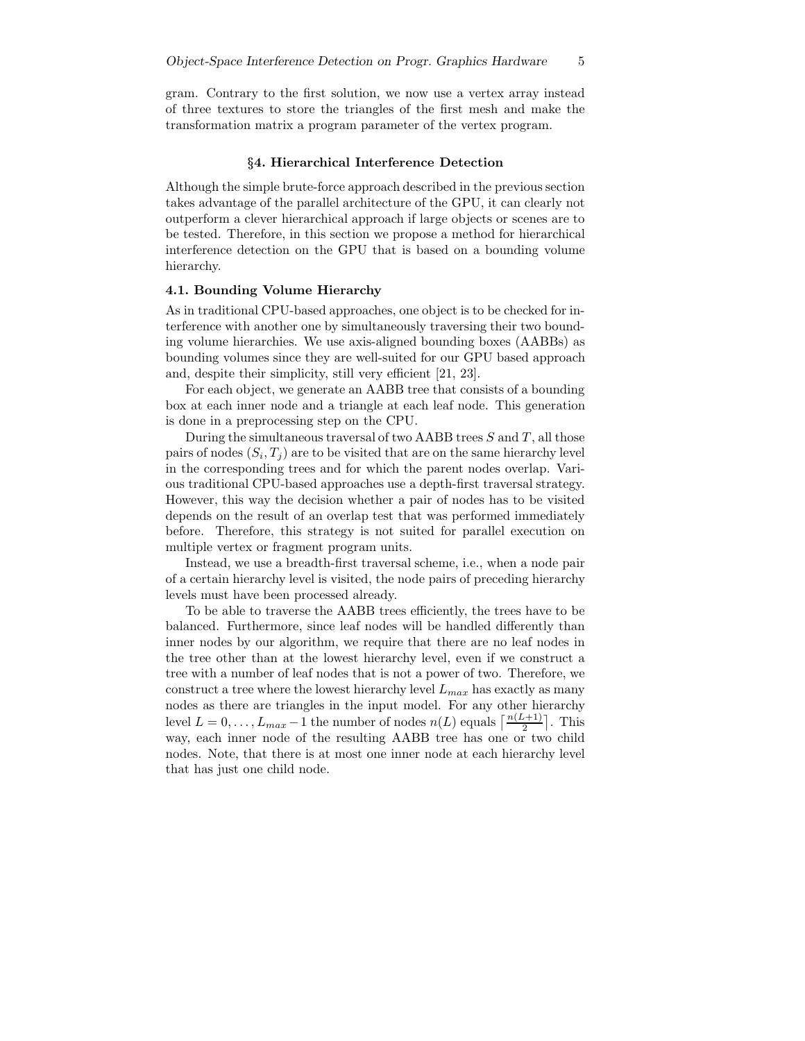gram. Contrary to the first solution, we now use a vertex array instead of three textures to store the triangles of the first mesh and make the transformation matrix a program parameter of the vertex program.

## §4. Hierarchical Interference Detection

Although the simple brute-force approach described in the previous section takes advantage of the parallel architecture of the GPU, it can clearly not outperform a clever hierarchical approach if large objects or scenes are to be tested. Therefore, in this section we propose a method for hierarchical interference detection on the GPU that is based on a bounding volume hierarchy.

### 4.1. Bounding Volume Hierarchy

As in traditional CPU-based approaches, one object is to be checked for interference with another one by simultaneously traversing their two bounding volume hierarchies. We use axis-aligned bounding boxes (AABBs) as bounding volumes since they are well-suited for our GPU based approach and, despite their simplicity, still very efficient [21, 23].

For each object, we generate an AABB tree that consists of a bounding box at each inner node and a triangle at each leaf node. This generation is done in a preprocessing step on the CPU.

During the simultaneous traversal of two AABB trees $S$ and $T$, all those pairs of nodes $(S_i, T_j)$ are to be visited that are on the same hierarchy level in the corresponding trees and for which the parent nodes overlap. Various traditional CPU-based approaches use a depth-first traversal strategy. However, this way the decision whether a pair of nodes has to be visited depends on the result of an overlap test that was performed immediately before. Therefore, this strategy is not suited for parallel execution on multiple vertex or fragment program units.

Instead, we use a breadth-first traversal scheme, i.e., when a node pair of a certain hierarchy level is visited, the node pairs of preceding hierarchy levels must have been processed already.

To be able to traverse the AABB trees efficiently, the trees have to be balanced. Furthermore, since leaf nodes will be handled differently than inner nodes by our algorithm, we require that there are no leaf nodes in the tree other than at the lowest hierarchy level, even if we construct a tree with a number of leaf nodes that is not a power of two. Therefore, we construct a tree where the lowest hierarchy level $L_{max}$ has exactly as many nodes as there are triangles in the input model. For any other hierarchy level $L = 0, \ldots, L_{max} - 1$ the number of nodes $n(L)$ equals $\lceil \frac{n(L+1)}{2} \rceil$. This way, each inner node of the resulting AABB tree has one or two child nodes. Note, that there is at most one inner node at each hierarchy level that has just one child node.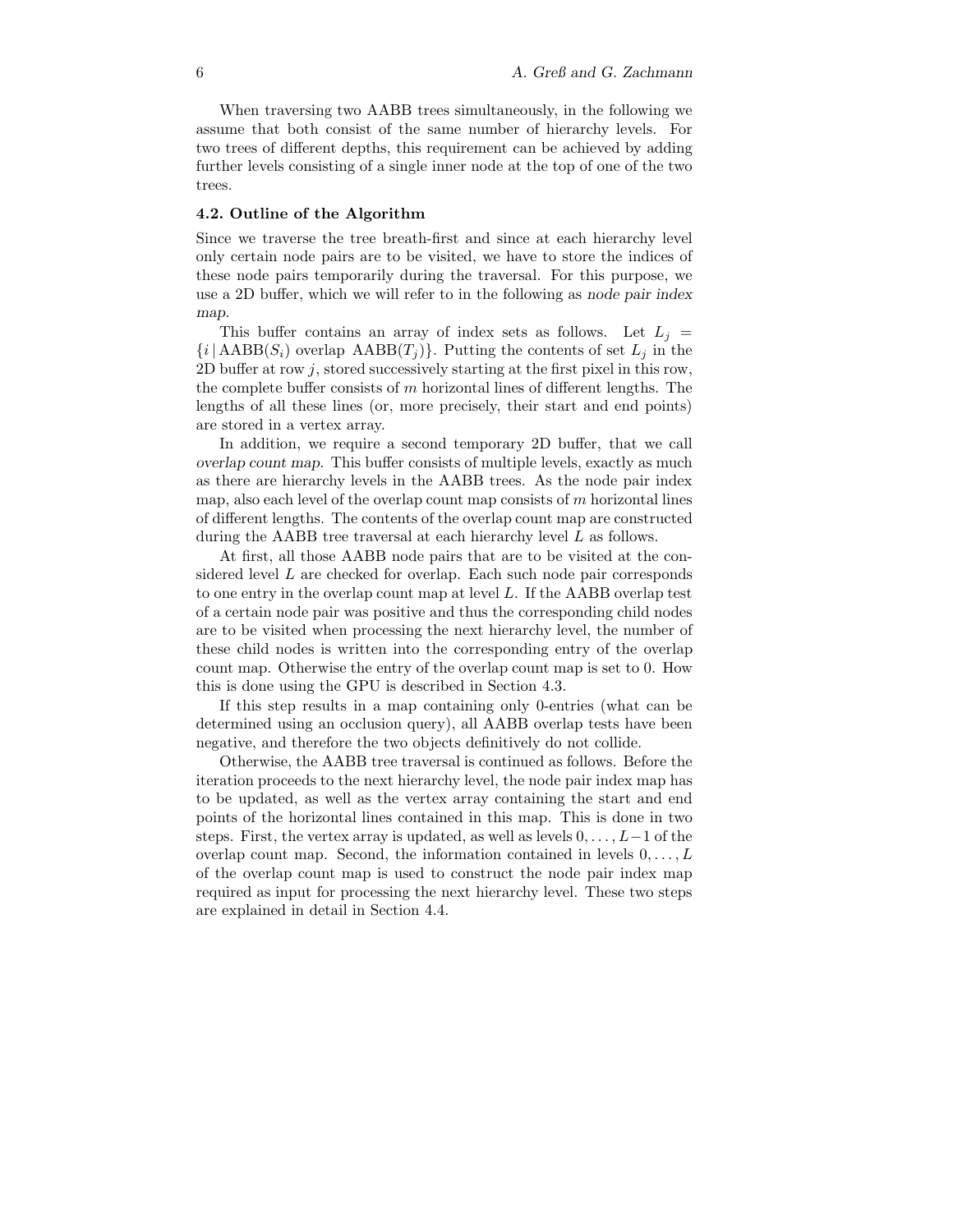When traversing two AABB trees simultaneously, in the following we assume that both consist of the same number of hierarchy levels. For two trees of different depths, this requirement can be achieved by adding further levels consisting of a single inner node at the top of one of the two trees.

### 4.2. Outline of the Algorithm

Since we traverse the tree breath-first and since at each hierarchy level only certain node pairs are to be visited, we have to store the indices of these node pairs temporarily during the traversal. For this purpose, we use a 2D buffer, which we will refer to in the following as *node pair index map*.

This buffer contains an array of index sets as follows. Let $L_j = \{i \,|\, \text{AABB}(S_i) \text{ overlap } \text{AABB}(T_j)\}$. Putting the contents of set $L_j$ in the 2D buffer at row $j$, stored successively starting at the first pixel in this row, the complete buffer consists of $m$ horizontal lines of different lengths. The lengths of all these lines (or, more precisely, their start and end points) are stored in a vertex array.

In addition, we require a second temporary 2D buffer, that we call *overlap count map*. This buffer consists of multiple levels, exactly as much as there are hierarchy levels in the AABB trees. As the node pair index map, also each level of the overlap count map consists of $m$ horizontal lines of different lengths. The contents of the overlap count map are constructed during the AABB tree traversal at each hierarchy level $L$ as follows.

At first, all those AABB node pairs that are to be visited at the considered level $L$ are checked for overlap. Each such node pair corresponds to one entry in the overlap count map at level $L$. If the AABB overlap test of a certain node pair was positive and thus the corresponding child nodes are to be visited when processing the next hierarchy level, the number of these child nodes is written into the corresponding entry of the overlap count map. Otherwise the entry of the overlap count map is set to 0. How this is done using the GPU is described in Section 4.3.

If this step results in a map containing only 0-entries (what can be determined using an occlusion query), all AABB overlap tests have been negative, and therefore the two objects definitively do not collide.

Otherwise, the AABB tree traversal is continued as follows. Before the iteration proceeds to the next hierarchy level, the node pair index map has to be updated, as well as the vertex array containing the start and end points of the horizontal lines contained in this map. This is done in two steps. First, the vertex array is updated, as well as levels $0, \ldots, L-1$ of the overlap count map. Second, the information contained in levels $0, \ldots, L$ of the overlap count map is used to construct the node pair index map required as input for processing the next hierarchy level. These two steps are explained in detail in Section 4.4.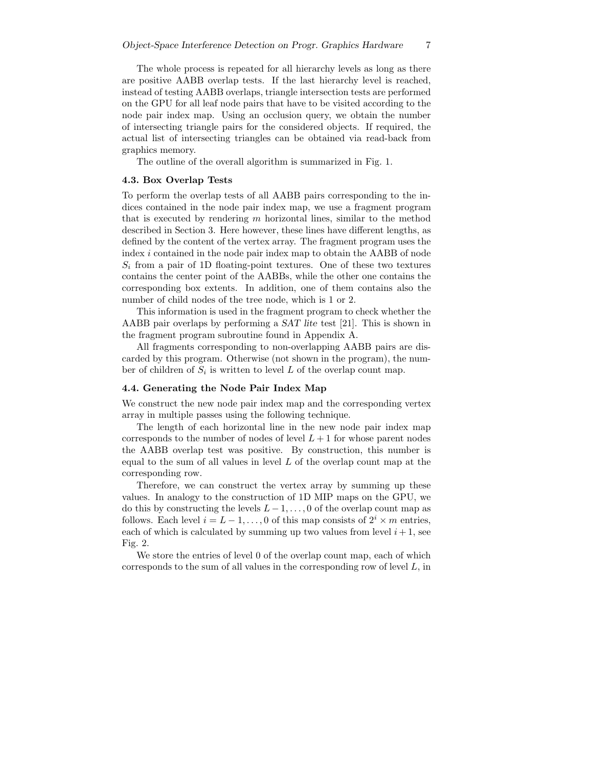The whole process is repeated for all hierarchy levels as long as there are positive AABB overlap tests. If the last hierarchy level is reached, instead of testing AABB overlaps, triangle intersection tests are performed on the GPU for all leaf node pairs that have to be visited according to the node pair index map. Using an occlusion query, we obtain the number of intersecting triangle pairs for the considered objects. If required, the actual list of intersecting triangles can be obtained via read-back from graphics memory.

The outline of the overall algorithm is summarized in Fig. 1.

### 4.3. Box Overlap Tests

To perform the overlap tests of all AABB pairs corresponding to the indices contained in the node pair index map, we use a fragment program that is executed by rendering $m$ horizontal lines, similar to the method described in Section 3. Here however, these lines have different lengths, as defined by the content of the vertex array. The fragment program uses the index $i$ contained in the node pair index map to obtain the AABB of node $S_i$ from a pair of 1D floating-point textures. One of these two textures contains the center point of the AABBs, while the other one contains the corresponding box extents. In addition, one of them contains also the number of child nodes of the tree node, which is 1 or 2.

This information is used in the fragment program to check whether the AABB pair overlaps by performing a *SAT lite* test [21]. This is shown in the fragment program subroutine found in Appendix A.

All fragments corresponding to non-overlapping AABB pairs are discarded by this program. Otherwise (not shown in the program), the number of children of $S_i$ is written to level $L$ of the overlap count map.

### 4.4. Generating the Node Pair Index Map

We construct the new node pair index map and the corresponding vertex array in multiple passes using the following technique.

The length of each horizontal line in the new node pair index map corresponds to the number of nodes of level $L+1$ for whose parent nodes the AABB overlap test was positive. By construction, this number is equal to the sum of all values in level $L$ of the overlap count map at the corresponding row.

Therefore, we can construct the vertex array by summing up these values. In analogy to the construction of 1D MIP maps on the GPU, we do this by constructing the levels $L-1, \ldots, 0$ of the overlap count map as follows. Each level $i = L-1, \ldots, 0$ of this map consists of $2^i \times m$ entries, each of which is calculated by summing up two values from level $i+1$, see Fig. 2.

We store the entries of level 0 of the overlap count map, each of which corresponds to the sum of all values in the corresponding row of level $L$, in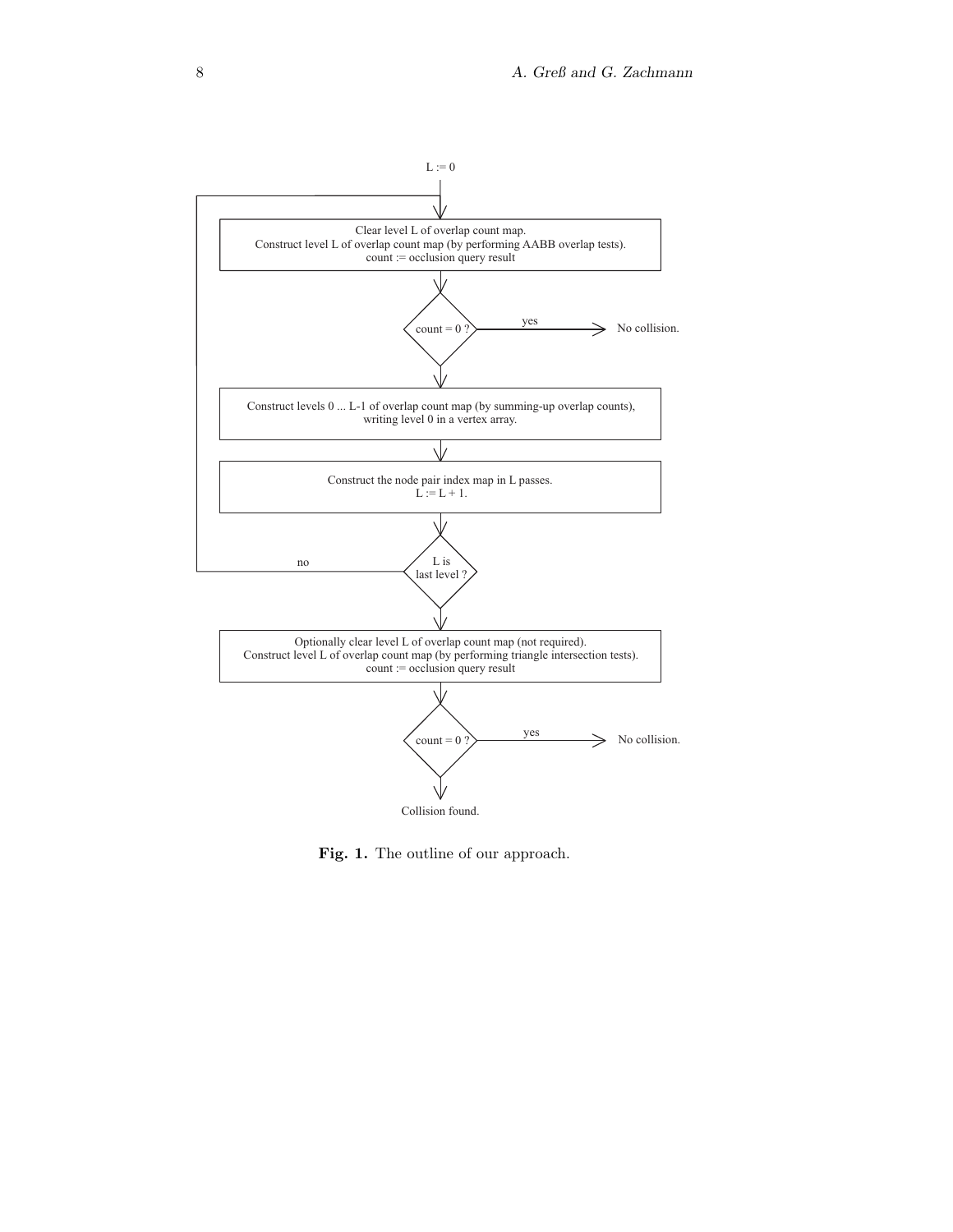L := 0

Clear level L of overlap count map.
Construct level L of overlap count map (by performing AABB overlap tests).
count := occlusion query result

count = 0 ? — yes → No collision.

Construct levels 0 ... L-1 of overlap count map (by summing-up overlap counts), writing level 0 in a vertex array.

Construct the node pair index map in L passes.
L := L + 1.

L is last level ? — no → (back to top)

Optionally clear level L of overlap count map (not required).
Construct level L of overlap count map (by performing triangle intersection tests).
count := occlusion query result

count = 0 ? — yes → No collision.

Collision found.

**Fig. 1.** The outline of our approach.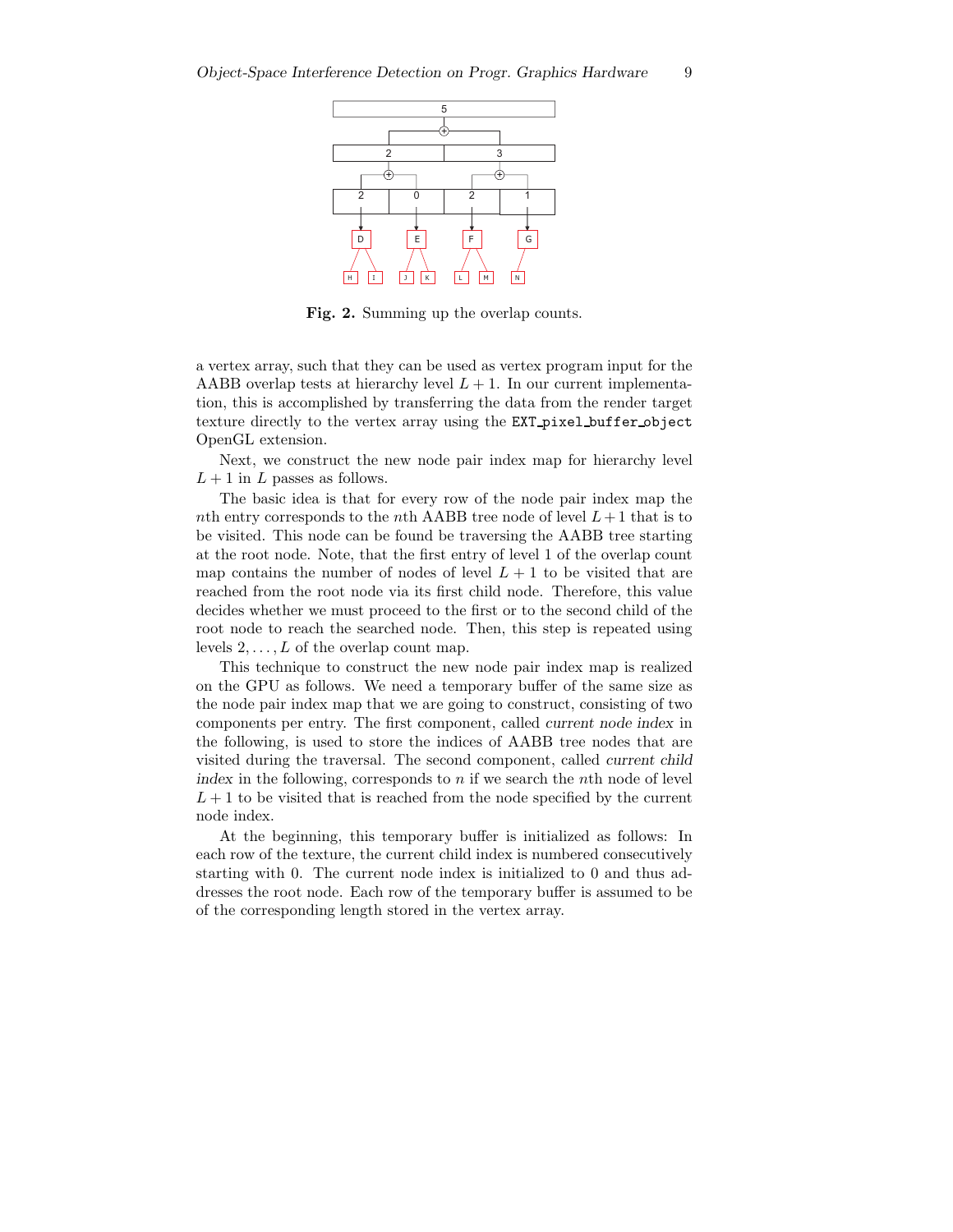5

2 3

2 0 2 1

D E F G

H I J K L M N

**Fig. 2.** Summing up the overlap counts.

a vertex array, such that they can be used as vertex program input for the AABB overlap tests at hierarchy level $L+1$. In our current implementation, this is accomplished by transferring the data from the render target texture directly to the vertex array using the `EXT_pixel_buffer_object` OpenGL extension.

Next, we construct the new node pair index map for hierarchy level $L+1$ in $L$ passes as follows.

The basic idea is that for every row of the node pair index map the $n$th entry corresponds to the $n$th AABB tree node of level $L+1$ that is to be visited. This node can be found be traversing the AABB tree starting at the root node. Note, that the first entry of level 1 of the overlap count map contains the number of nodes of level $L+1$ to be visited that are reached from the root node via its first child node. Therefore, this value decides whether we must proceed to the first or to the second child of the root node to reach the searched node. Then, this step is repeated using levels $2, \ldots, L$ of the overlap count map.

This technique to construct the new node pair index map is realized on the GPU as follows. We need a temporary buffer of the same size as the node pair index map that we are going to construct, consisting of two components per entry. The first component, called *current node index* in the following, is used to store the indices of AABB tree nodes that are visited during the traversal. The second component, called *current child index* in the following, corresponds to $n$ if we search the $n$th node of level $L+1$ to be visited that is reached from the node specified by the current node index.

At the beginning, this temporary buffer is initialized as follows: In each row of the texture, the current child index is numbered consecutively starting with 0. The current node index is initialized to 0 and thus addresses the root node. Each row of the temporary buffer is assumed to be of the corresponding length stored in the vertex array.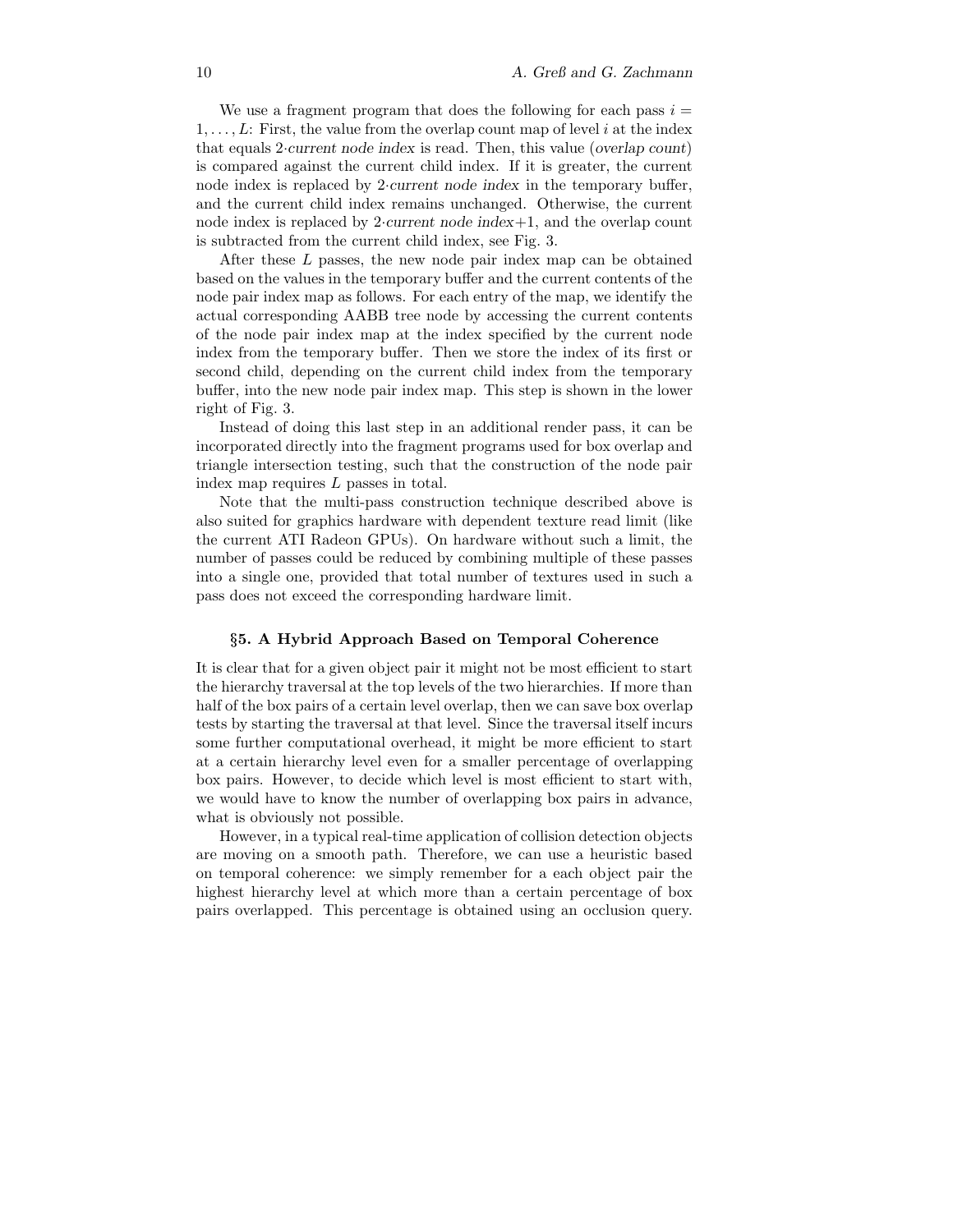We use a fragment program that does the following for each pass $i = 1, \dots, L$: First, the value from the overlap count map of level $i$ at the index that equals 2·*current node index* is read. Then, this value (*overlap count*) is compared against the current child index. If it is greater, the current node index is replaced by 2·*current node index* in the temporary buffer, and the current child index remains unchanged. Otherwise, the current node index is replaced by 2·*current node index*+1, and the overlap count is subtracted from the current child index, see Fig. 3.

After these $L$ passes, the new node pair index map can be obtained based on the values in the temporary buffer and the current contents of the node pair index map as follows. For each entry of the map, we identify the actual corresponding AABB tree node by accessing the current contents of the node pair index map at the index specified by the current node index from the temporary buffer. Then we store the index of its first or second child, depending on the current child index from the temporary buffer, into the new node pair index map. This step is shown in the lower right of Fig. 3.

Instead of doing this last step in an additional render pass, it can be incorporated directly into the fragment programs used for box overlap and triangle intersection testing, such that the construction of the node pair index map requires $L$ passes in total.

Note that the multi-pass construction technique described above is also suited for graphics hardware with dependent texture read limit (like the current ATI Radeon GPUs). On hardware without such a limit, the number of passes could be reduced by combining multiple of these passes into a single one, provided that total number of textures used in such a pass does not exceed the corresponding hardware limit.

## §5. A Hybrid Approach Based on Temporal Coherence

It is clear that for a given object pair it might not be most efficient to start the hierarchy traversal at the top levels of the two hierarchies. If more than half of the box pairs of a certain level overlap, then we can save box overlap tests by starting the traversal at that level. Since the traversal itself incurs some further computational overhead, it might be more efficient to start at a certain hierarchy level even for a smaller percentage of overlapping box pairs. However, to decide which level is most efficient to start with, we would have to know the number of overlapping box pairs in advance, what is obviously not possible.

However, in a typical real-time application of collision detection objects are moving on a smooth path. Therefore, we can use a heuristic based on temporal coherence: we simply remember for a each object pair the highest hierarchy level at which more than a certain percentage of box pairs overlapped. This percentage is obtained using an occlusion query.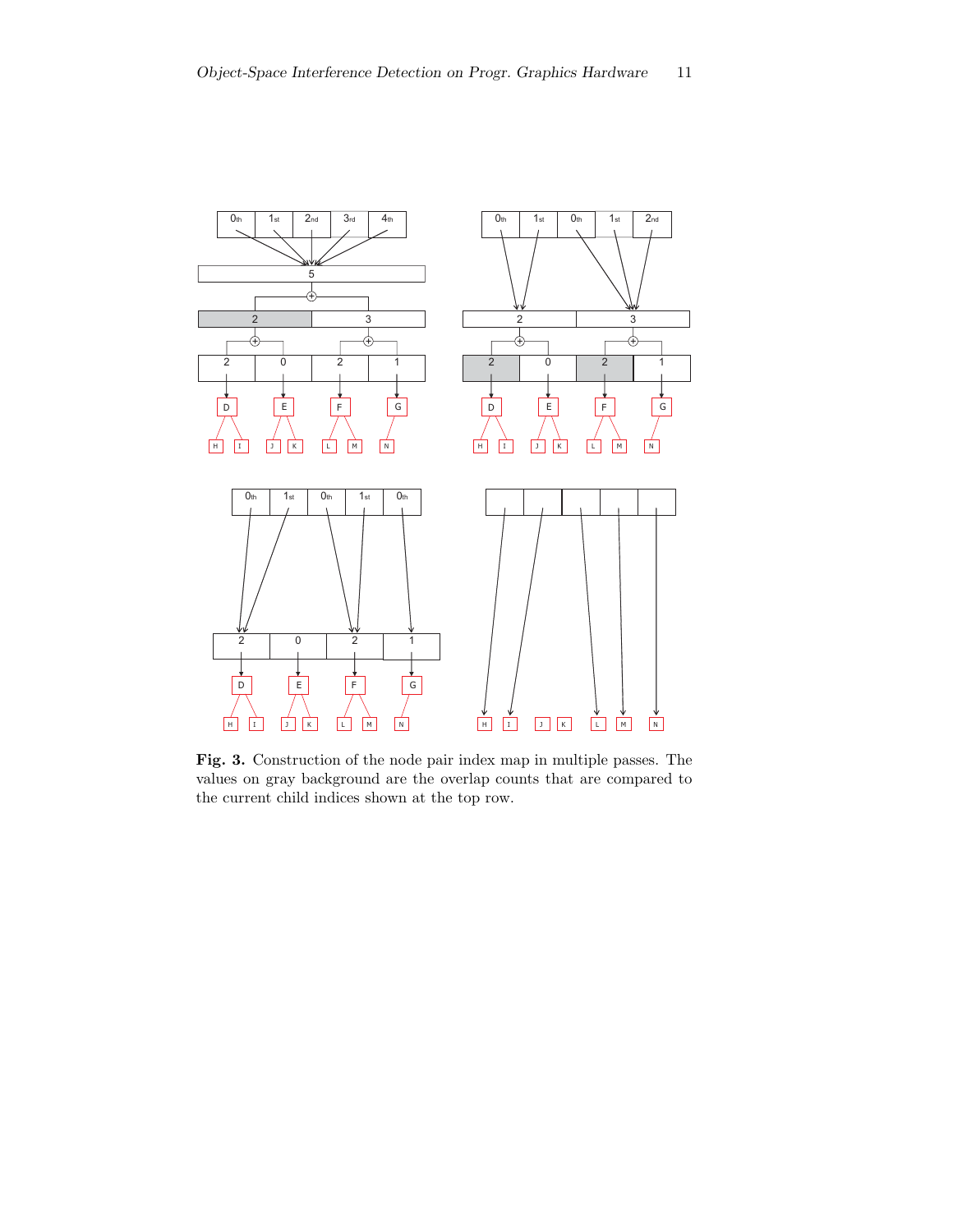0th 1st 2nd 3rd 4th

5

2 3

2 0 2 1

D E F G

H I J K L M N

0th 1st 0th 1st 2nd

2 3

2 0 2 1

D E F G

H I J K L M N

0th 1st 0th 1st 0th

2 0 2 1

D E F G

H I J K L M N

H I J K L M N

**Fig. 3.** Construction of the node pair index map in multiple passes. The values on gray background are the overlap counts that are compared to the current child indices shown at the top row.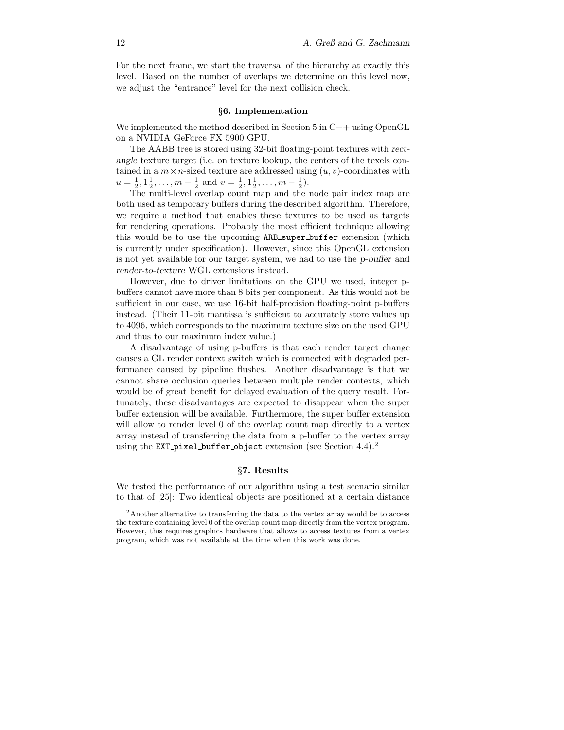For the next frame, we start the traversal of the hierarchy at exactly this level. Based on the number of overlaps we determine on this level now, we adjust the "entrance" level for the next collision check.

## §6. Implementation

We implemented the method described in Section 5 in C++ using OpenGL on a NVIDIA GeForce FX 5900 GPU.

The AABB tree is stored using 32-bit floating-point textures with *rectangle* texture target (i.e. on texture lookup, the centers of the texels contained in a $m \times n$-sized texture are addressed using $(u, v)$-coordinates with $u = \frac{1}{2}, 1\frac{1}{2}, \ldots, m - \frac{1}{2}$ and $v = \frac{1}{2}, 1\frac{1}{2}, \ldots, m - \frac{1}{2}$).

The multi-level overlap count map and the node pair index map are both used as temporary buffers during the described algorithm. Therefore, we require a method that enables these textures to be used as targets for rendering operations. Probably the most efficient technique allowing this would be to use the upcoming `ARB_super_buffer` extension (which is currently under specification). However, since this OpenGL extension is not yet available for our target system, we had to use the *p-buffer* and *render-to-texture* WGL extensions instead.

However, due to driver limitations on the GPU we used, integer p-buffers cannot have more than 8 bits per component. As this would not be sufficient in our case, we use 16-bit half-precision floating-point p-buffers instead. (Their 11-bit mantissa is sufficient to accurately store values up to 4096, which corresponds to the maximum texture size on the used GPU and thus to our maximum index value.)

A disadvantage of using p-buffers is that each render target change causes a GL render context switch which is connected with degraded performance caused by pipeline flushes. Another disadvantage is that we cannot share occlusion queries between multiple render contexts, which would be of great benefit for delayed evaluation of the query result. Fortunately, these disadvantages are expected to disappear when the super buffer extension will be available. Furthermore, the super buffer extension will allow to render level 0 of the overlap count map directly to a vertex array instead of transferring the data from a p-buffer to the vertex array using the `EXT_pixel_buffer_object` extension (see Section 4.4).[2]

## §7. Results

We tested the performance of our algorithm using a test scenario similar to that of [25]: Two identical objects are positioned at a certain distance

[2] Another alternative to transferring the data to the vertex array would be to access the texture containing level 0 of the overlap count map directly from the vertex program. However, this requires graphics hardware that allows to access textures from a vertex program, which was not available at the time when this work was done.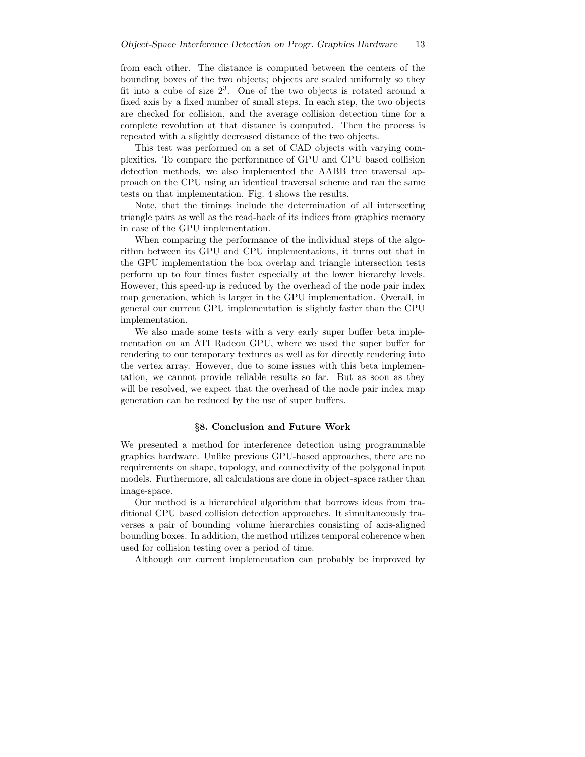from each other. The distance is computed between the centers of the bounding boxes of the two objects; objects are scaled uniformly so they fit into a cube of size $2^3$. One of the two objects is rotated around a fixed axis by a fixed number of small steps. In each step, the two objects are checked for collision, and the average collision detection time for a complete revolution at that distance is computed. Then the process is repeated with a slightly decreased distance of the two objects.

This test was performed on a set of CAD objects with varying complexities. To compare the performance of GPU and CPU based collision detection methods, we also implemented the AABB tree traversal approach on the CPU using an identical traversal scheme and ran the same tests on that implementation. Fig. 4 shows the results.

Note, that the timings include the determination of all intersecting triangle pairs as well as the read-back of its indices from graphics memory in case of the GPU implementation.

When comparing the performance of the individual steps of the algorithm between its GPU and CPU implementations, it turns out that in the GPU implementation the box overlap and triangle intersection tests perform up to four times faster especially at the lower hierarchy levels. However, this speed-up is reduced by the overhead of the node pair index map generation, which is larger in the GPU implementation. Overall, in general our current GPU implementation is slightly faster than the CPU implementation.

We also made some tests with a very early super buffer beta implementation on an ATI Radeon GPU, where we used the super buffer for rendering to our temporary textures as well as for directly rendering into the vertex array. However, due to some issues with this beta implementation, we cannot provide reliable results so far. But as soon as they will be resolved, we expect that the overhead of the node pair index map generation can be reduced by the use of super buffers.

## §8. Conclusion and Future Work

We presented a method for interference detection using programmable graphics hardware. Unlike previous GPU-based approaches, there are no requirements on shape, topology, and connectivity of the polygonal input models. Furthermore, all calculations are done in object-space rather than image-space.

Our method is a hierarchical algorithm that borrows ideas from traditional CPU based collision detection approaches. It simultaneously traverses a pair of bounding volume hierarchies consisting of axis-aligned bounding boxes. In addition, the method utilizes temporal coherence when used for collision testing over a period of time.

Although our current implementation can probably be improved by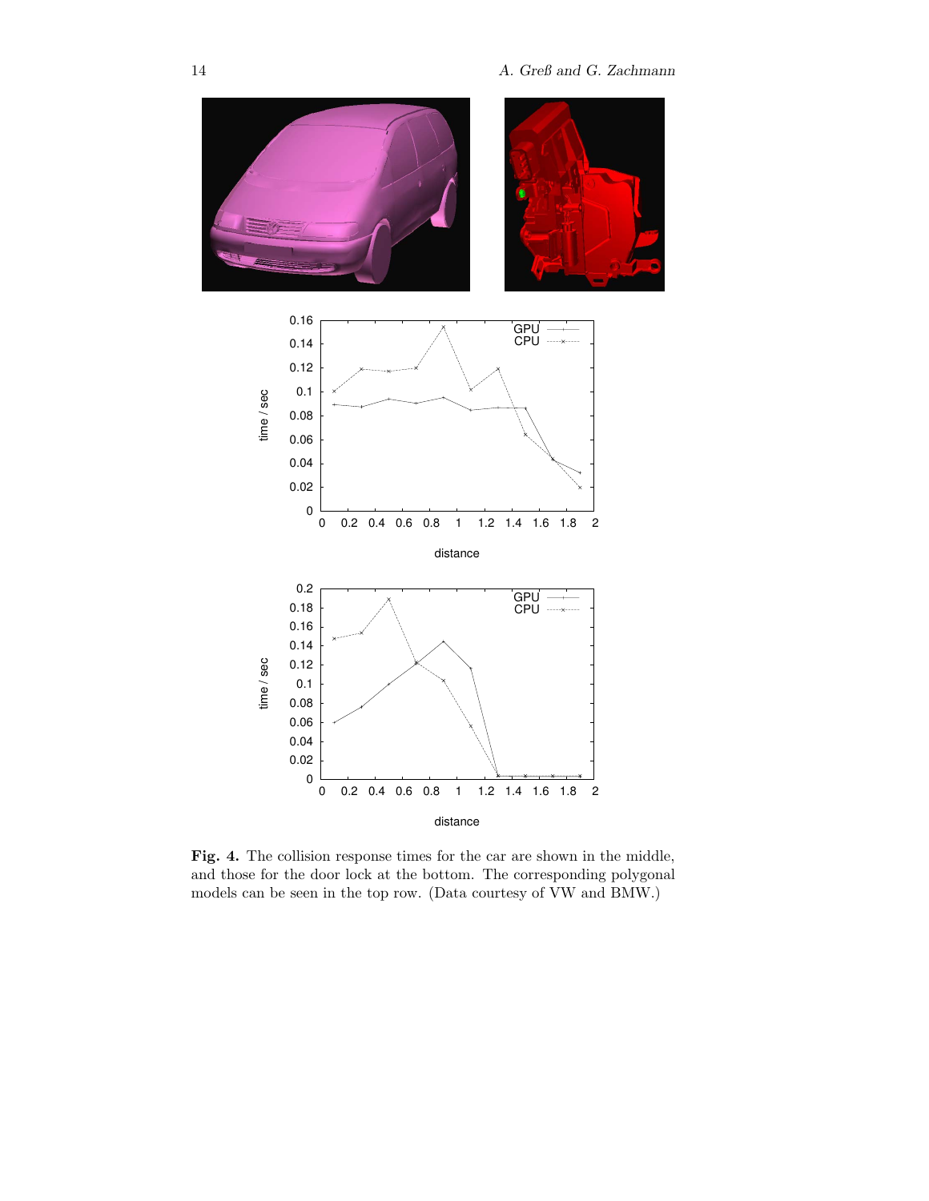0.16
0.14
0.12
0.1
0.08
0.06
0.04
0.02
0
time / sec
0 0.2 0.4 0.6 0.8 1 1.2 1.4 1.6 1.8 2
distance
GPU
CPU

0.2
0.18
0.16
0.14
0.12
0.1
0.08
0.06
0.04
0.02
0
time / sec
0 0.2 0.4 0.6 0.8 1 1.2 1.4 1.6 1.8 2
distance
GPU
CPU

**Fig. 4.** The collision response times for the car are shown in the middle, and those for the door lock at the bottom. The corresponding polygonal models can be seen in the top row. (Data courtesy of VW and BMW.)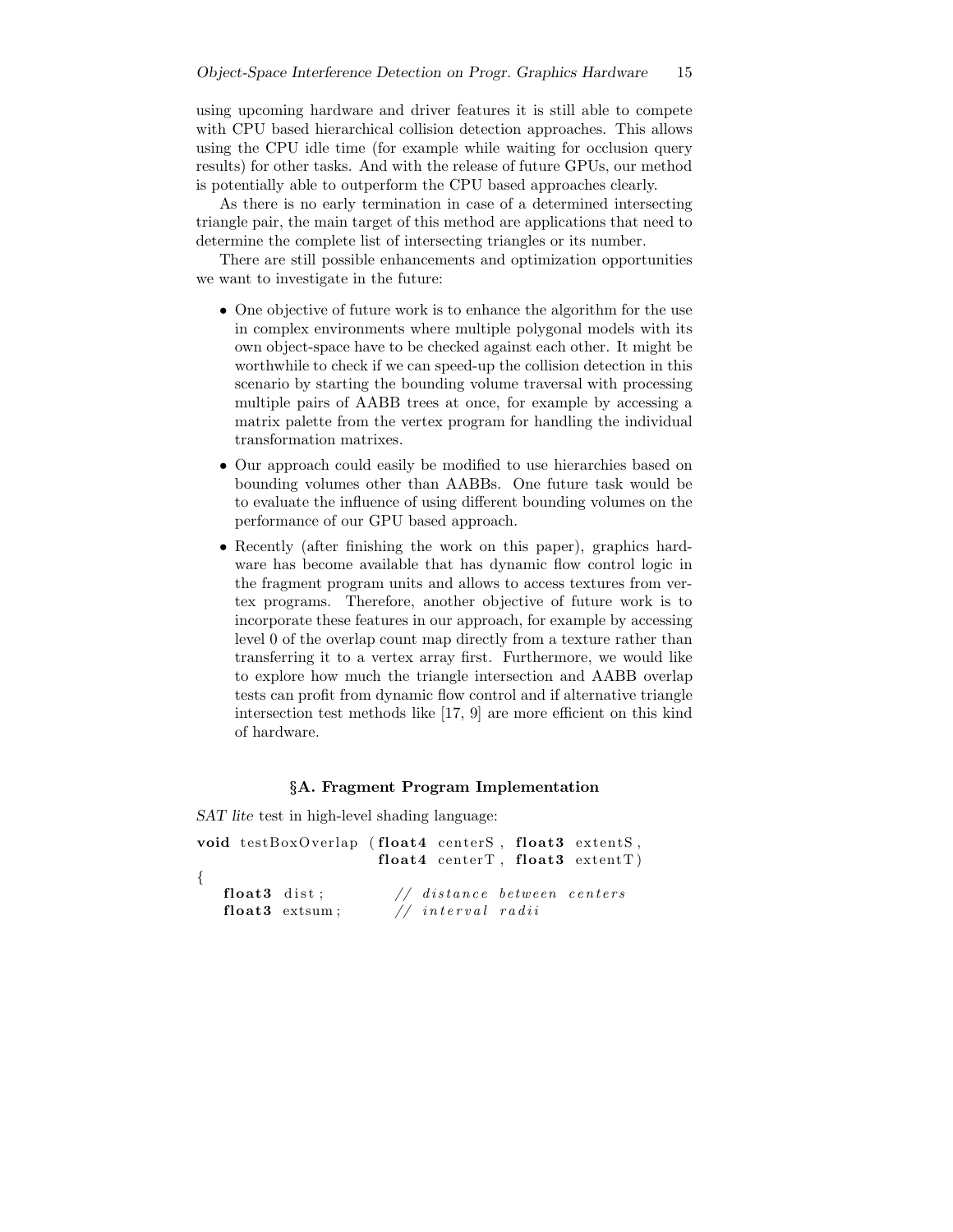using upcoming hardware and driver features it is still able to compete with CPU based hierarchical collision detection approaches. This allows using the CPU idle time (for example while waiting for occlusion query results) for other tasks. And with the release of future GPUs, our method is potentially able to outperform the CPU based approaches clearly.

As there is no early termination in case of a determined intersecting triangle pair, the main target of this method are applications that need to determine the complete list of intersecting triangles or its number.

There are still possible enhancements and optimization opportunities we want to investigate in the future:

- One objective of future work is to enhance the algorithm for the use in complex environments where multiple polygonal models with its own object-space have to be checked against each other. It might be worthwhile to check if we can speed-up the collision detection in this scenario by starting the bounding volume traversal with processing multiple pairs of AABB trees at once, for example by accessing a matrix palette from the vertex program for handling the individual transformation matrixes.
- Our approach could easily be modified to use hierarchies based on bounding volumes other than AABBs. One future task would be to evaluate the influence of using different bounding volumes on the performance of our GPU based approach.
- Recently (after finishing the work on this paper), graphics hardware has become available that has dynamic flow control logic in the fragment program units and allows to access textures from vertex programs. Therefore, another objective of future work is to incorporate these features in our approach, for example by accessing level 0 of the overlap count map directly from a texture rather than transferring it to a vertex array first. Furthermore, we would like to explore how much the triangle intersection and AABB overlap tests can profit from dynamic flow control and if alternative triangle intersection test methods like [17, 9] are more efficient on this kind of hardware.

## §A. Fragment Program Implementation

*SAT lite* test in high-level shading language:

```
void testBoxOverlap (float4 centerS, float3 extentS,
                     float4 centerT, float3 extentT)
{
   float3 dist;         // distance between centers
   float3 extsum;       // interval radii
```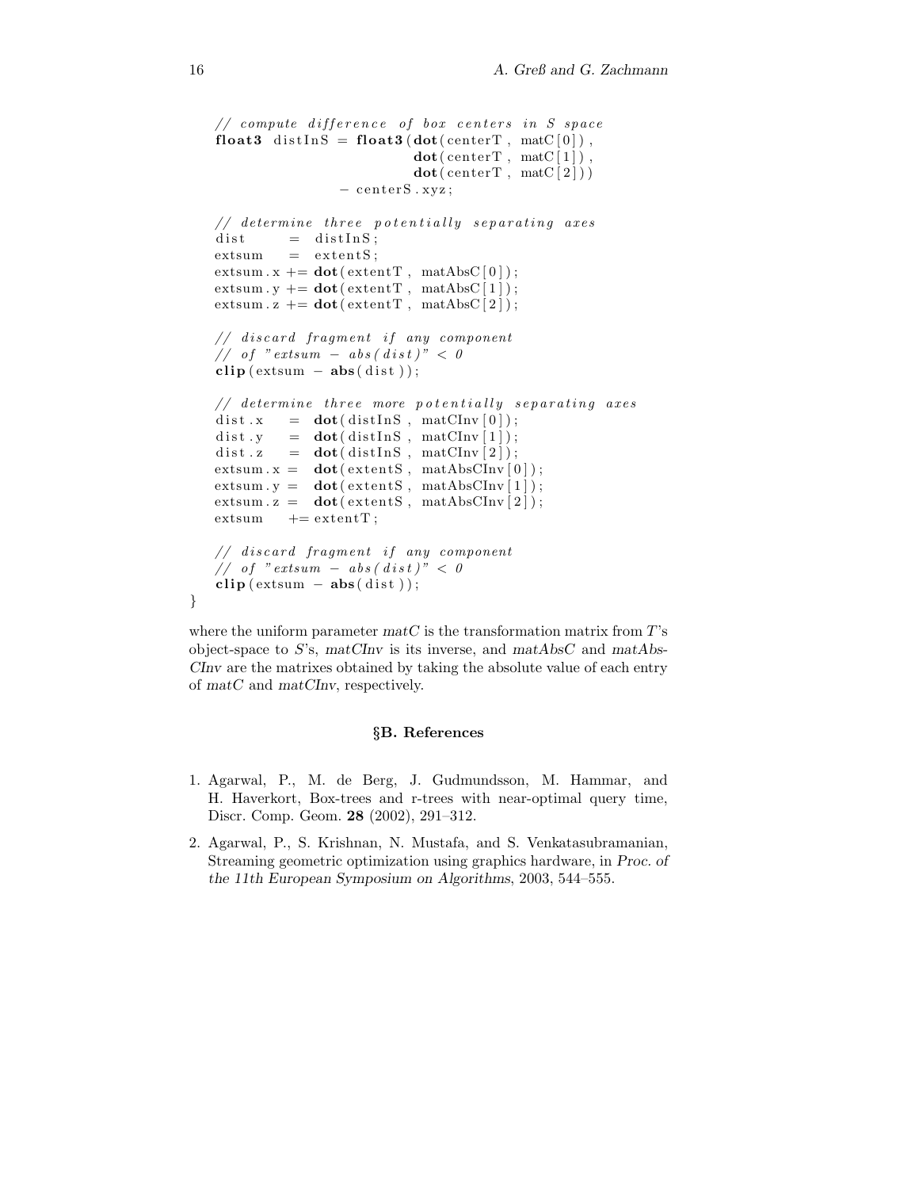```
    // compute difference of box centers in S space
    float3 distInS = float3(dot(centerT, matC[0]),
                            dot(centerT, matC[1]),
                            dot(centerT, matC[2]))
                     - centerS.xyz;

    // determine three potentially separating axes
    dist      = distInS;
    extsum    = extentS;
    extsum.x += dot(extentT, matAbsC[0]);
    extsum.y += dot(extentT, matAbsC[1]);
    extsum.z += dot(extentT, matAbsC[2]);

    // discard fragment if any component
    // of "extsum - abs(dist)" < 0
    clip(extsum - abs(dist));

    // determine three more potentially separating axes
    dist.x    = dot(distInS, matCInv[0]);
    dist.y    = dot(distInS, matCInv[1]);
    dist.z    = dot(distInS, matCInv[2]);
    extsum.x  = dot(extentS, matAbsCInv[0]);
    extsum.y  = dot(extentS, matAbsCInv[1]);
    extsum.z  = dot(extentS, matAbsCInv[2]);
    extsum   += extentT;

    // discard fragment if any component
    // of "extsum - abs(dist)" < 0
    clip(extsum - abs(dist));
}
```

where the uniform parameter *matC* is the transformation matrix from $T$'s object-space to $S$'s, *matCInv* is its inverse, and *matAbsC* and *matAbsCInv* are the matrixes obtained by taking the absolute value of each entry of *matC* and *matCInv*, respectively.

## §B. References

1. Agarwal, P., M. de Berg, J. Gudmundsson, M. Hammar, and H. Haverkort, Box-trees and r-trees with near-optimal query time, Discr. Comp. Geom. **28** (2002), 291–312.

2. Agarwal, P., S. Krishnan, N. Mustafa, and S. Venkatasubramanian, Streaming geometric optimization using graphics hardware, in *Proc. of the 11th European Symposium on Algorithms*, 2003, 544–555.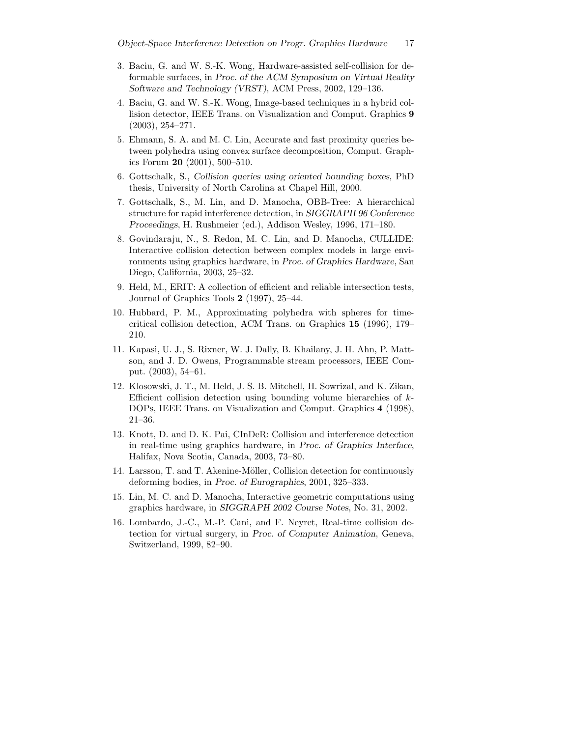3. Baciu, G. and W. S.-K. Wong, Hardware-assisted self-collision for deformable surfaces, in *Proc. of the ACM Symposium on Virtual Reality Software and Technology (VRST)*, ACM Press, 2002, 129–136.
4. Baciu, G. and W. S.-K. Wong, Image-based techniques in a hybrid collision detector, IEEE Trans. on Visualization and Comput. Graphics **9** (2003), 254–271.
5. Ehmann, S. A. and M. C. Lin, Accurate and fast proximity queries between polyhedra using convex surface decomposition, Comput. Graphics Forum **20** (2001), 500–510.
6. Gottschalk, S., *Collision queries using oriented bounding boxes*, PhD thesis, University of North Carolina at Chapel Hill, 2000.
7. Gottschalk, S., M. Lin, and D. Manocha, OBB-Tree: A hierarchical structure for rapid interference detection, in *SIGGRAPH 96 Conference Proceedings*, H. Rushmeier (ed.), Addison Wesley, 1996, 171–180.
8. Govindaraju, N., S. Redon, M. C. Lin, and D. Manocha, CULLIDE: Interactive collision detection between complex models in large environments using graphics hardware, in *Proc. of Graphics Hardware*, San Diego, California, 2003, 25–32.
9. Held, M., ERIT: A collection of efficient and reliable intersection tests, Journal of Graphics Tools **2** (1997), 25–44.
10. Hubbard, P. M., Approximating polyhedra with spheres for time-critical collision detection, ACM Trans. on Graphics **15** (1996), 179–210.
11. Kapasi, U. J., S. Rixner, W. J. Dally, B. Khailany, J. H. Ahn, P. Mattson, and J. D. Owens, Programmable stream processors, IEEE Comput. (2003), 54–61.
12. Klosowski, J. T., M. Held, J. S. B. Mitchell, H. Sowrizal, and K. Zikan, Efficient collision detection using bounding volume hierarchies of $k$-DOPs, IEEE Trans. on Visualization and Comput. Graphics **4** (1998), 21–36.
13. Knott, D. and D. K. Pai, CInDeR: Collision and interference detection in real-time using graphics hardware, in *Proc. of Graphics Interface*, Halifax, Nova Scotia, Canada, 2003, 73–80.
14. Larsson, T. and T. Akenine-Möller, Collision detection for continuously deforming bodies, in *Proc. of Eurographics*, 2001, 325–333.
15. Lin, M. C. and D. Manocha, Interactive geometric computations using graphics hardware, in *SIGGRAPH 2002 Course Notes*, No. 31, 2002.
16. Lombardo, J.-C., M.-P. Cani, and F. Neyret, Real-time collision detection for virtual surgery, in *Proc. of Computer Animation*, Geneva, Switzerland, 1999, 82–90.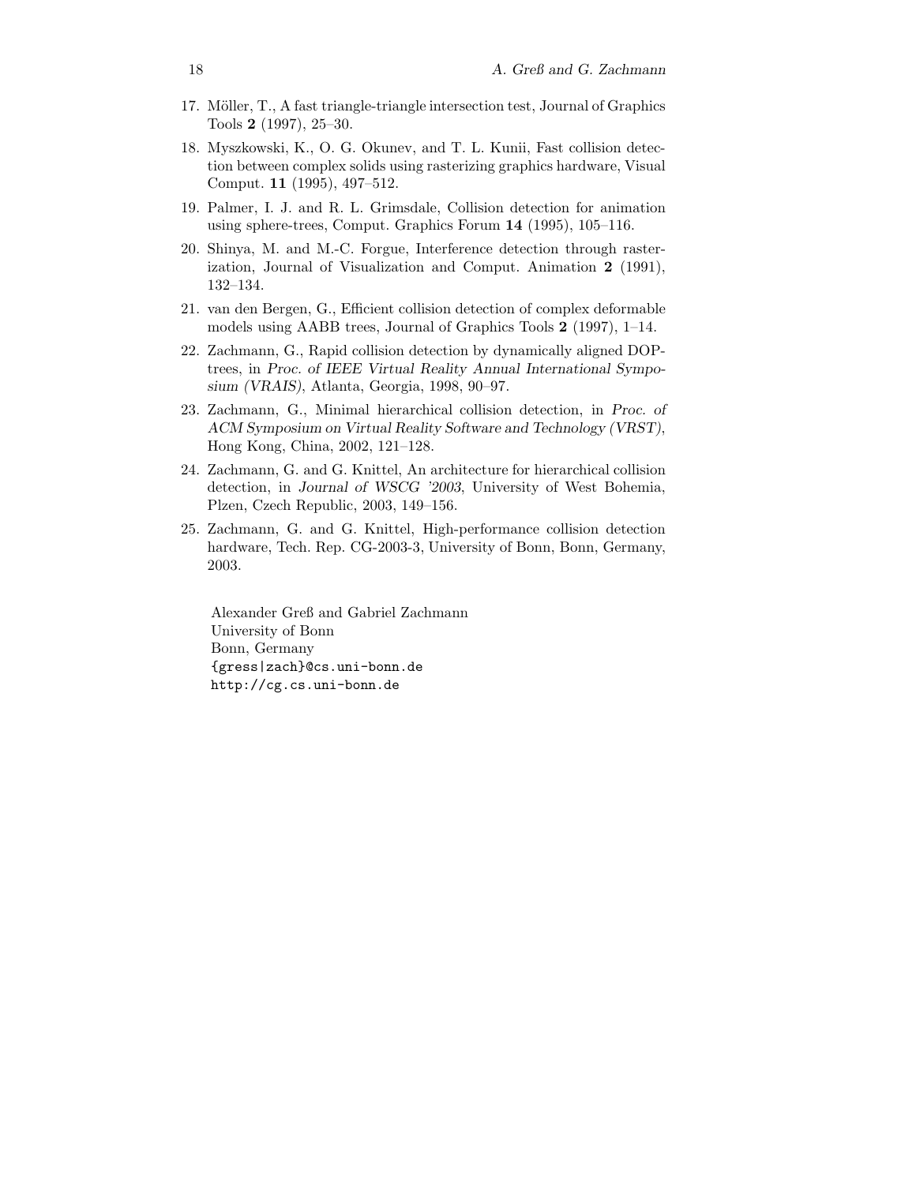17. Möller, T., A fast triangle-triangle intersection test, Journal of Graphics Tools **2** (1997), 25–30.

18. Myszkowski, K., O. G. Okunev, and T. L. Kunii, Fast collision detection between complex solids using rasterizing graphics hardware, Visual Comput. **11** (1995), 497–512.

19. Palmer, I. J. and R. L. Grimsdale, Collision detection for animation using sphere-trees, Comput. Graphics Forum **14** (1995), 105–116.

20. Shinya, M. and M.-C. Forgue, Interference detection through rasterization, Journal of Visualization and Comput. Animation **2** (1991), 132–134.

21. van den Bergen, G., Efficient collision detection of complex deformable models using AABB trees, Journal of Graphics Tools **2** (1997), 1–14.

22. Zachmann, G., Rapid collision detection by dynamically aligned DOP-trees, in *Proc. of IEEE Virtual Reality Annual International Symposium (VRAIS)*, Atlanta, Georgia, 1998, 90–97.

23. Zachmann, G., Minimal hierarchical collision detection, in *Proc. of ACM Symposium on Virtual Reality Software and Technology (VRST)*, Hong Kong, China, 2002, 121–128.

24. Zachmann, G. and G. Knittel, An architecture for hierarchical collision detection, in *Journal of WSCG '2003*, University of West Bohemia, Plzen, Czech Republic, 2003, 149–156.

25. Zachmann, G. and G. Knittel, High-performance collision detection hardware, Tech. Rep. CG-2003-3, University of Bonn, Bonn, Germany, 2003.

Alexander Greß and Gabriel Zachmann
University of Bonn
Bonn, Germany
`{gress|zach}@cs.uni-bonn.de`
`http://cg.cs.uni-bonn.de`